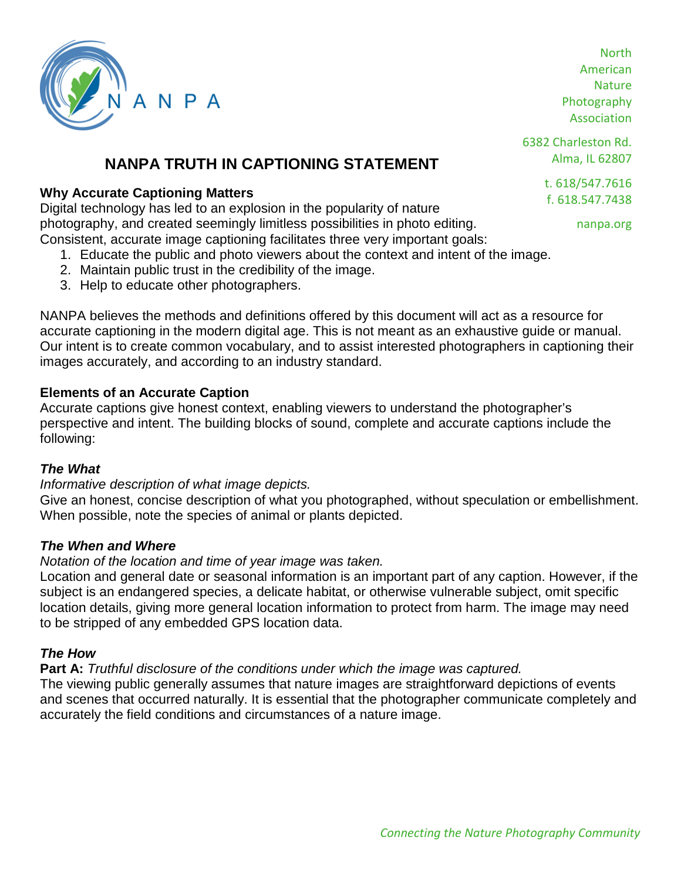NANPA

North American Nature Photography Association

6382 Charleston Rd.
Alma, IL 62807

t. 618/547.7616
f. 618.547.7438

nanpa.org

# NANPA TRUTH IN CAPTIONING STATEMENT

## Why Accurate Captioning Matters

Digital technology has led to an explosion in the popularity of nature photography, and created seemingly limitless possibilities in photo editing. Consistent, accurate image captioning facilitates three very important goals:

1. Educate the public and photo viewers about the context and intent of the image.
2. Maintain public trust in the credibility of the image.
3. Help to educate other photographers.

NANPA believes the methods and definitions offered by this document will act as a resource for accurate captioning in the modern digital age. This is not meant as an exhaustive guide or manual. Our intent is to create common vocabulary, and to assist interested photographers in captioning their images accurately, and according to an industry standard.

## Elements of an Accurate Caption

Accurate captions give honest context, enabling viewers to understand the photographer's perspective and intent. The building blocks of sound, complete and accurate captions include the following:

### *The What*

*Informative description of what image depicts.*

Give an honest, concise description of what you photographed, without speculation or embellishment. When possible, note the species of animal or plants depicted.

### *The When and Where*

*Notation of the location and time of year image was taken.*

Location and general date or seasonal information is an important part of any caption. However, if the subject is an endangered species, a delicate habitat, or otherwise vulnerable subject, omit specific location details, giving more general location information to protect from harm. The image may need to be stripped of any embedded GPS location data.

### *The How*

**Part A:** *Truthful disclosure of the conditions under which the image was captured.*

The viewing public generally assumes that nature images are straightforward depictions of events and scenes that occurred naturally. It is essential that the photographer communicate completely and accurately the field conditions and circumstances of a nature image.

*Connecting the Nature Photography Community*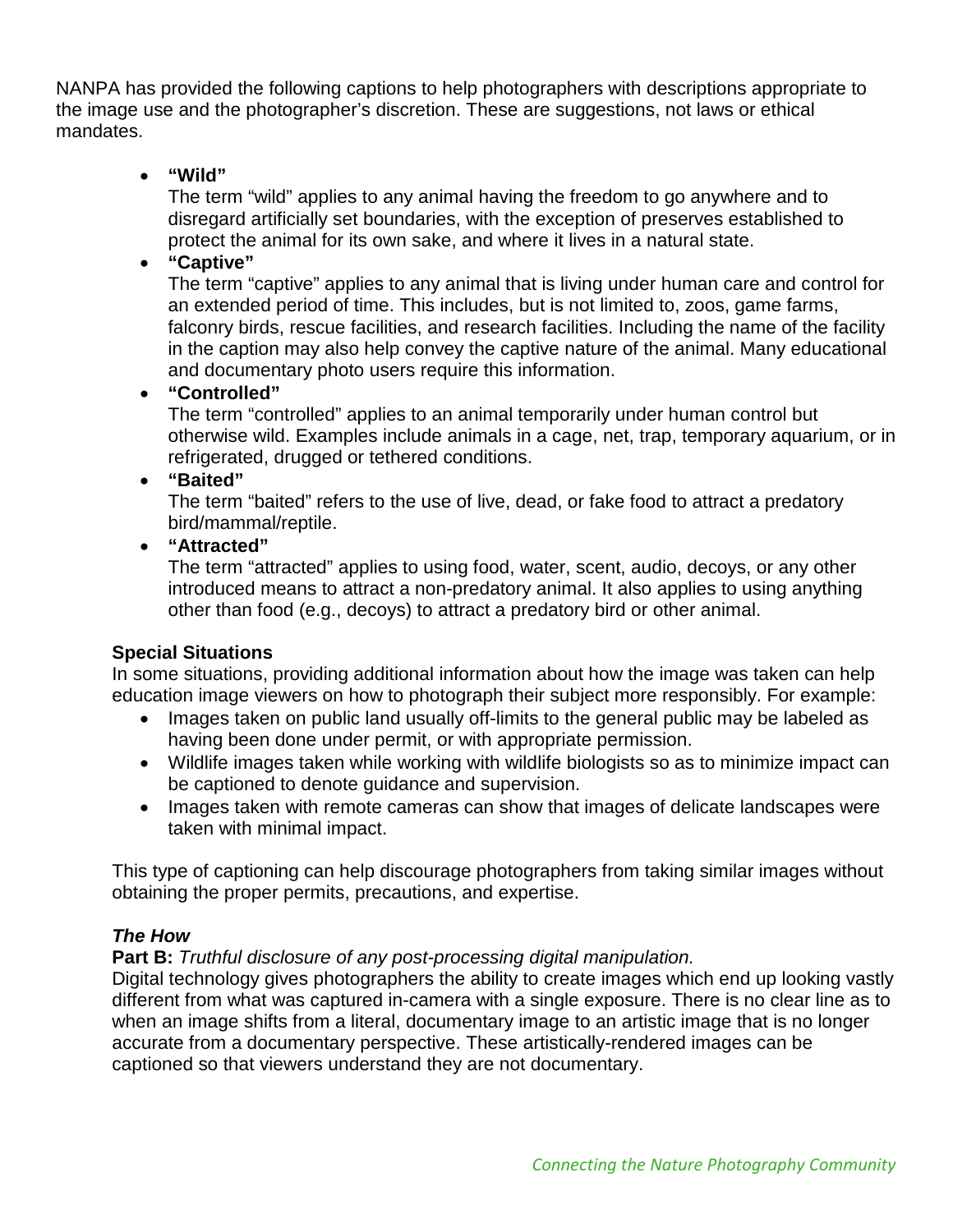NANPA has provided the following captions to help photographers with descriptions appropriate to the image use and the photographer's discretion. These are suggestions, not laws or ethical mandates.

- **"Wild"**
  The term "wild" applies to any animal having the freedom to go anywhere and to disregard artificially set boundaries, with the exception of preserves established to protect the animal for its own sake, and where it lives in a natural state.
- **"Captive"**
  The term "captive" applies to any animal that is living under human care and control for an extended period of time. This includes, but is not limited to, zoos, game farms, falconry birds, rescue facilities, and research facilities. Including the name of the facility in the caption may also help convey the captive nature of the animal. Many educational and documentary photo users require this information.
- **"Controlled"**
  The term "controlled" applies to an animal temporarily under human control but otherwise wild. Examples include animals in a cage, net, trap, temporary aquarium, or in refrigerated, drugged or tethered conditions.
- **"Baited"**
  The term "baited" refers to the use of live, dead, or fake food to attract a predatory bird/mammal/reptile.
- **"Attracted"**
  The term "attracted" applies to using food, water, scent, audio, decoys, or any other introduced means to attract a non-predatory animal. It also applies to using anything other than food (e.g., decoys) to attract a predatory bird or other animal.

**Special Situations**

In some situations, providing additional information about how the image was taken can help education image viewers on how to photograph their subject more responsibly. For example:

- Images taken on public land usually off-limits to the general public may be labeled as having been done under permit, or with appropriate permission.
- Wildlife images taken while working with wildlife biologists so as to minimize impact can be captioned to denote guidance and supervision.
- Images taken with remote cameras can show that images of delicate landscapes were taken with minimal impact.

This type of captioning can help discourage photographers from taking similar images without obtaining the proper permits, precautions, and expertise.

***The How***

**Part B:** *Truthful disclosure of any post-processing digital manipulation.*

Digital technology gives photographers the ability to create images which end up looking vastly different from what was captured in-camera with a single exposure. There is no clear line as to when an image shifts from a literal, documentary image to an artistic image that is no longer accurate from a documentary perspective. These artistically-rendered images can be captioned so that viewers understand they are not documentary.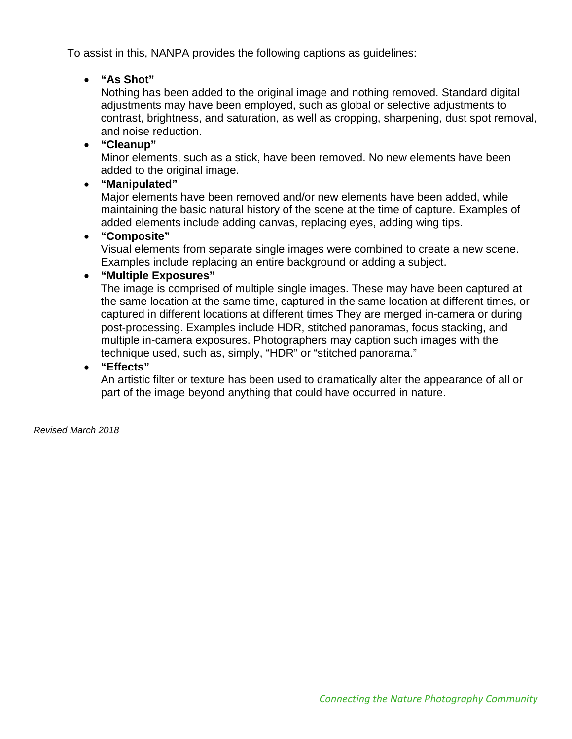To assist in this, NANPA provides the following captions as guidelines:

- **"As Shot"**
  Nothing has been added to the original image and nothing removed. Standard digital adjustments may have been employed, such as global or selective adjustments to contrast, brightness, and saturation, as well as cropping, sharpening, dust spot removal, and noise reduction.
- **"Cleanup"**
  Minor elements, such as a stick, have been removed. No new elements have been added to the original image.
- **"Manipulated"**
  Major elements have been removed and/or new elements have been added, while maintaining the basic natural history of the scene at the time of capture. Examples of added elements include adding canvas, replacing eyes, adding wing tips.
- **"Composite"**
  Visual elements from separate single images were combined to create a new scene. Examples include replacing an entire background or adding a subject.
- **"Multiple Exposures"**
  The image is comprised of multiple single images. These may have been captured at the same location at the same time, captured in the same location at different times, or captured in different locations at different times They are merged in-camera or during post-processing. Examples include HDR, stitched panoramas, focus stacking, and multiple in-camera exposures. Photographers may caption such images with the technique used, such as, simply, "HDR" or "stitched panorama."
- **"Effects"**
  An artistic filter or texture has been used to dramatically alter the appearance of all or part of the image beyond anything that could have occurred in nature.

*Revised March 2018*